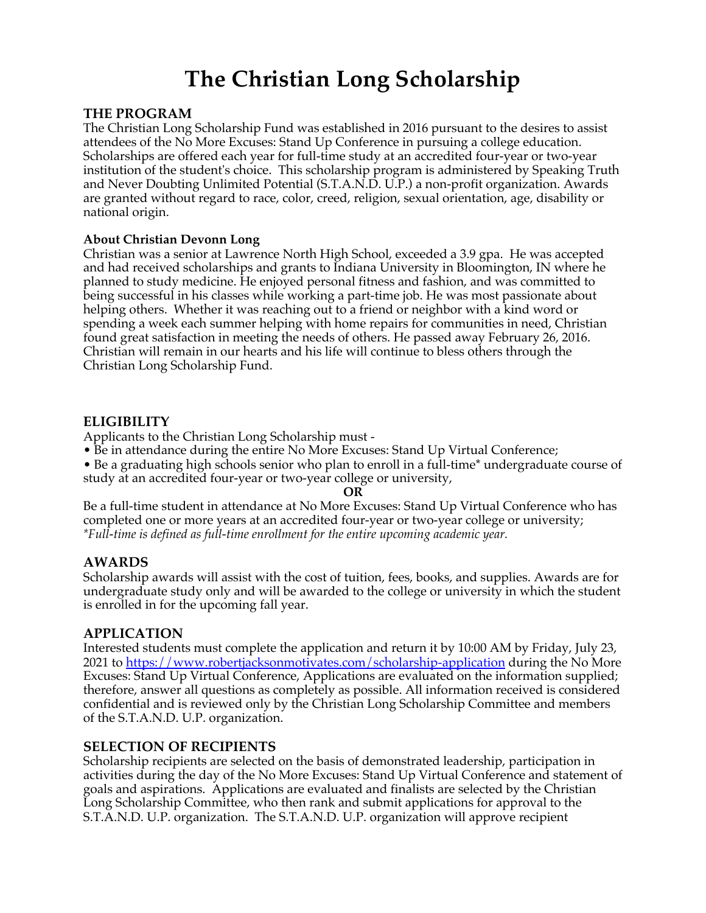# The Christian Long Scholarship

## THE PROGRAM

The Christian Long Scholarship Fund was established in 2016 pursuant to the desires to assist attendees of the No More Excuses: Stand Up Conference in pursuing a college education. Scholarships are offered each year for full-time study at an accredited four-year or two-year institution of the student's choice. This scholarship program is administered by Speaking Truth and Never Doubting Unlimited Potential (S.T.A.N.D. U.P.) a non-profit organization. Awards are granted without regard to race, color, creed, religion, sexual orientation, age, disability or national origin.

### About Christian Devonn Long

Christian was a senior at Lawrence North High School, exceeded a 3.9 gpa. He was accepted and had received scholarships and grants to Indiana University in Bloomington, IN where he planned to study medicine. He enjoyed personal fitness and fashion, and was committed to being successful in his classes while working a part-time job. He was most passionate about helping others. Whether it was reaching out to a friend or neighbor with a kind word or spending a week each summer helping with home repairs for communities in need, Christian found great satisfaction in meeting the needs of others. He passed away February 26, 2016. Christian will remain in our hearts and his life will continue to bless others through the Christian Long Scholarship Fund.

## ELIGIBILITY

Applicants to the Christian Long Scholarship must -

- Be in attendance during the entire No More Excuses: Stand Up Virtual Conference;
- Be a graduating high schools senior who plan to enroll in a full-time* undergraduate course of study at an accredited four-year or two-year college or university,

**OR**

Be a full-time student in attendance at No More Excuses: Stand Up Virtual Conference who has completed one or more years at an accredited four-year or two-year college or university;

*\*Full-time is defined as full-time enrollment for the entire upcoming academic year.*

## AWARDS

Scholarship awards will assist with the cost of tuition, fees, books, and supplies. Awards are for undergraduate study only and will be awarded to the college or university in which the student is enrolled in for the upcoming fall year.

## APPLICATION

Interested students must complete the application and return it by 10:00 AM by Friday, July 23, 2021 to [https://www.robertjacksonmotivates.com/scholarship-application](https://www.robertjacksonmotivates.com/scholarship-application) during the No More Excuses: Stand Up Virtual Conference, Applications are evaluated on the information supplied; therefore, answer all questions as completely as possible. All information received is considered confidential and is reviewed only by the Christian Long Scholarship Committee and members of the S.T.A.N.D. U.P. organization.

## SELECTION OF RECIPIENTS

Scholarship recipients are selected on the basis of demonstrated leadership, participation in activities during the day of the No More Excuses: Stand Up Virtual Conference and statement of goals and aspirations. Applications are evaluated and finalists are selected by the Christian Long Scholarship Committee, who then rank and submit applications for approval to the S.T.A.N.D. U.P. organization. The S.T.A.N.D. U.P. organization will approve recipient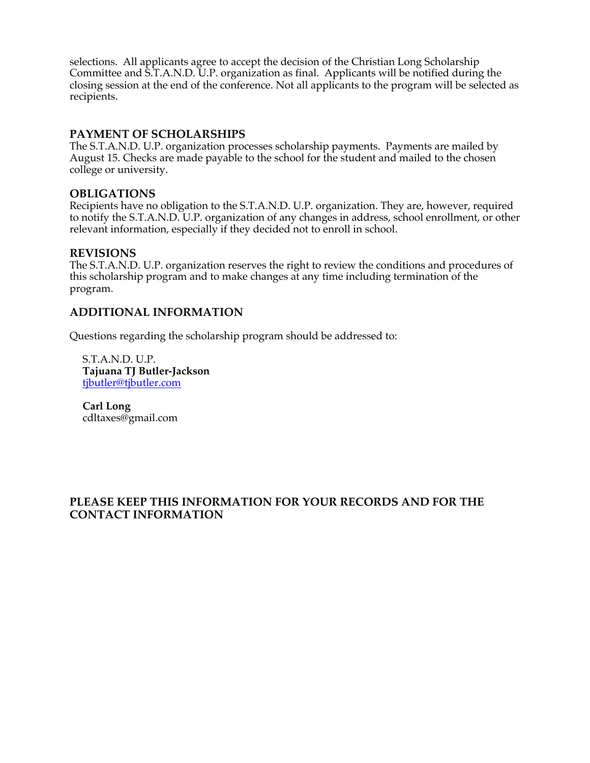selections. All applicants agree to accept the decision of the Christian Long Scholarship Committee and S.T.A.N.D. U.P. organization as final. Applicants will be notified during the closing session at the end of the conference. Not all applicants to the program will be selected as recipients.

## PAYMENT OF SCHOLARSHIPS

The S.T.A.N.D. U.P. organization processes scholarship payments. Payments are mailed by August 15. Checks are made payable to the school for the student and mailed to the chosen college or university.

## OBLIGATIONS

Recipients have no obligation to the S.T.A.N.D. U.P. organization. They are, however, required to notify the S.T.A.N.D. U.P. organization of any changes in address, school enrollment, or other relevant information, especially if they decided not to enroll in school.

## REVISIONS

The S.T.A.N.D. U.P. organization reserves the right to review the conditions and procedures of this scholarship program and to make changes at any time including termination of the program.

## ADDITIONAL INFORMATION

Questions regarding the scholarship program should be addressed to:

S.T.A.N.D. U.P.
**Tajuana TJ Butler-Jackson**
tjbutler@tjbutler.com

**Carl Long**
cdltaxes@gmail.com

**PLEASE KEEP THIS INFORMATION FOR YOUR RECORDS AND FOR THE CONTACT INFORMATION**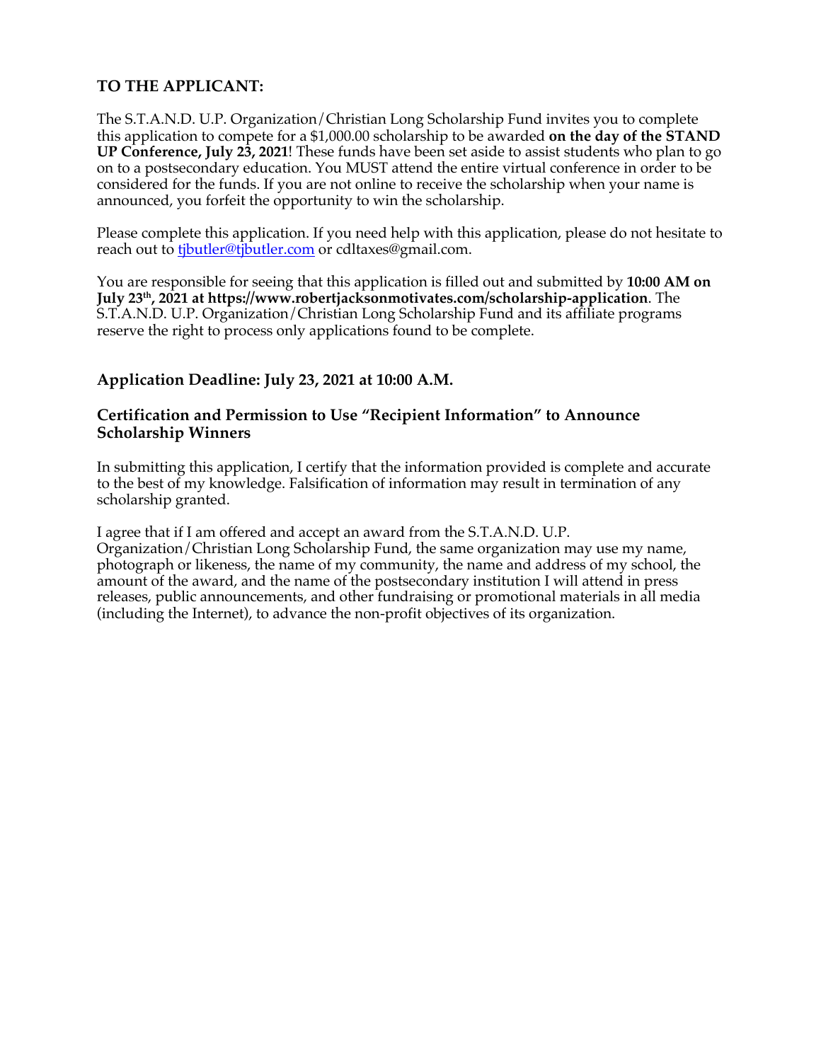## TO THE APPLICANT:

The S.T.A.N.D. U.P. Organization/Christian Long Scholarship Fund invites you to complete this application to compete for a $1,000.00 scholarship to be awarded **on the day of the STAND UP Conference, July 23, 2021**! These funds have been set aside to assist students who plan to go on to a postsecondary education. You MUST attend the entire virtual conference in order to be considered for the funds. If you are not online to receive the scholarship when your name is announced, you forfeit the opportunity to win the scholarship.

Please complete this application. If you need help with this application, please do not hesitate to reach out to [tjbutler@tjbutler.com](mailto:tjbutler@tjbutler.com) or cdltaxes@gmail.com.

You are responsible for seeing that this application is filled out and submitted by **10:00 AM on July 23th, 2021 at https://www.robertjacksonmotivates.com/scholarship-application**. The S.T.A.N.D. U.P. Organization/Christian Long Scholarship Fund and its affiliate programs reserve the right to process only applications found to be complete.

### Application Deadline: July 23, 2021 at 10:00 A.M.

### Certification and Permission to Use "Recipient Information" to Announce Scholarship Winners

In submitting this application, I certify that the information provided is complete and accurate to the best of my knowledge. Falsification of information may result in termination of any scholarship granted.

I agree that if I am offered and accept an award from the S.T.A.N.D. U.P. Organization/Christian Long Scholarship Fund, the same organization may use my name, photograph or likeness, the name of my community, the name and address of my school, the amount of the award, and the name of the postsecondary institution I will attend in press releases, public announcements, and other fundraising or promotional materials in all media (including the Internet), to advance the non-profit objectives of its organization.